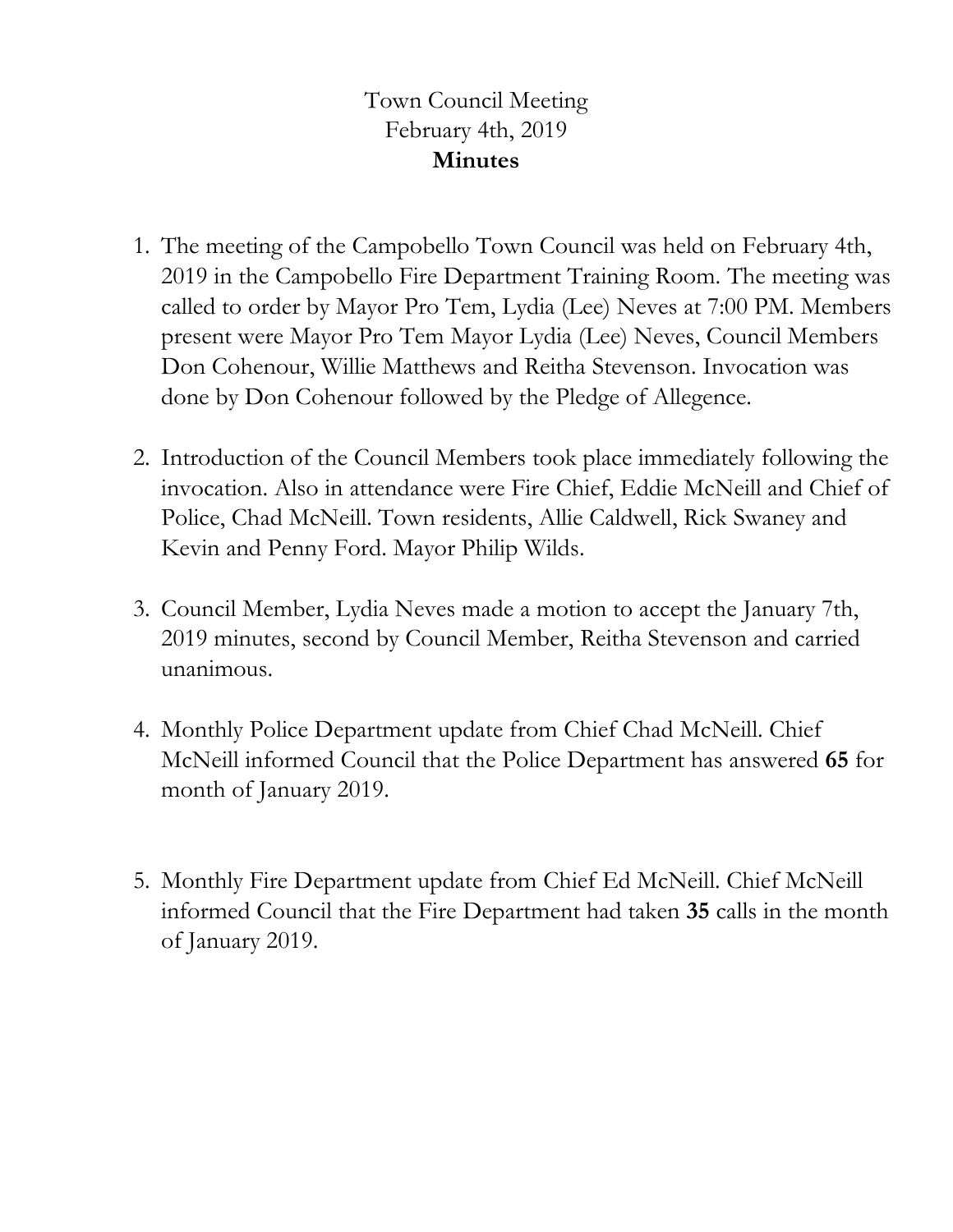Town Council Meeting
February 4th, 2019
**Minutes**

1. The meeting of the Campobello Town Council was held on February 4th, 2019 in the Campobello Fire Department Training Room. The meeting was called to order by Mayor Pro Tem, Lydia (Lee) Neves at 7:00 PM. Members present were Mayor Pro Tem Mayor Lydia (Lee) Neves, Council Members Don Cohenour, Willie Matthews and Reitha Stevenson. Invocation was done by Don Cohenour followed by the Pledge of Allegence.

2. Introduction of the Council Members took place immediately following the invocation. Also in attendance were Fire Chief, Eddie McNeill and Chief of Police, Chad McNeill. Town residents, Allie Caldwell, Rick Swaney and Kevin and Penny Ford. Mayor Philip Wilds.

3. Council Member, Lydia Neves made a motion to accept the January 7th, 2019 minutes, second by Council Member, Reitha Stevenson and carried unanimous.

4. Monthly Police Department update from Chief Chad McNeill. Chief McNeill informed Council that the Police Department has answered **65** for month of January 2019.

5. Monthly Fire Department update from Chief Ed McNeill. Chief McNeill informed Council that the Fire Department had taken **35** calls in the month of January 2019.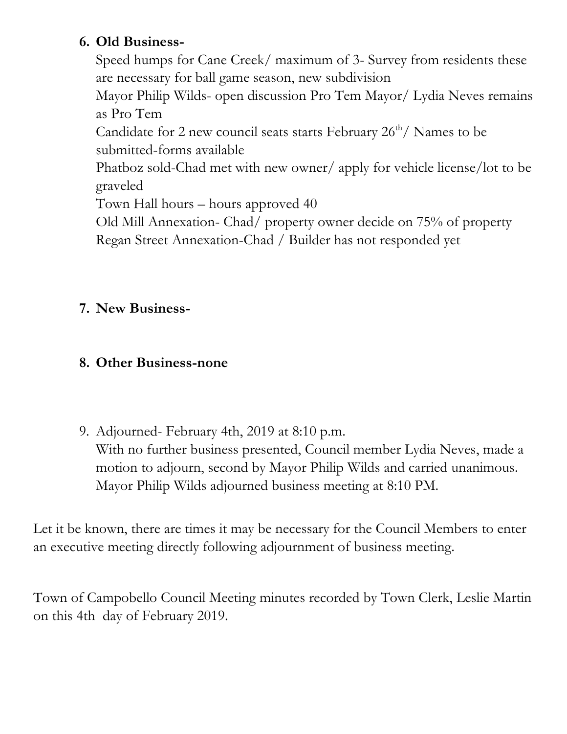6. **Old Business-**

   Speed humps for Cane Creek/ maximum of 3- Survey from residents these are necessary for ball game season, new subdivision
   Mayor Philip Wilds- open discussion Pro Tem Mayor/ Lydia Neves remains as Pro Tem
   Candidate for 2 new council seats starts February 26th/ Names to be submitted-forms available
   Phatboz sold-Chad met with new owner/ apply for vehicle license/lot to be graveled
   Town Hall hours – hours approved 40
   Old Mill Annexation- Chad/ property owner decide on 75% of property
   Regan Street Annexation-Chad / Builder has not responded yet

7. **New Business-**

8. **Other Business-none**

9. Adjourned- February 4th, 2019 at 8:10 p.m.
   With no further business presented, Council member Lydia Neves, made a motion to adjourn, second by Mayor Philip Wilds and carried unanimous. Mayor Philip Wilds adjourned business meeting at 8:10 PM.

Let it be known, there are times it may be necessary for the Council Members to enter an executive meeting directly following adjournment of business meeting.

Town of Campobello Council Meeting minutes recorded by Town Clerk, Leslie Martin on this 4th day of February 2019.